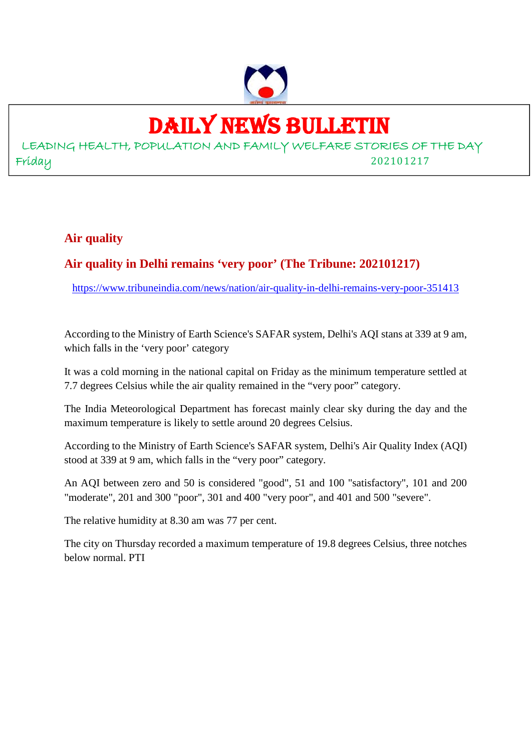# DAILY NEWS BULLETIN

LEADING HEALTH, POPULATION AND FAMILY WELFARE STORIES OF THE DAY

Friday 202101217

## Air quality

### Air quality in Delhi remains 'very poor' (The Tribune: 202101217)

https://www.tribuneindia.com/news/nation/air-quality-in-delhi-remains-very-poor-351413

According to the Ministry of Earth Science's SAFAR system, Delhi's AQI stans at 339 at 9 am, which falls in the 'very poor' category

It was a cold morning in the national capital on Friday as the minimum temperature settled at 7.7 degrees Celsius while the air quality remained in the "very poor" category.

The India Meteorological Department has forecast mainly clear sky during the day and the maximum temperature is likely to settle around 20 degrees Celsius.

According to the Ministry of Earth Science's SAFAR system, Delhi's Air Quality Index (AQI) stood at 339 at 9 am, which falls in the "very poor" category.

An AQI between zero and 50 is considered "good", 51 and 100 "satisfactory", 101 and 200 "moderate", 201 and 300 "poor", 301 and 400 "very poor", and 401 and 500 "severe".

The relative humidity at 8.30 am was 77 per cent.

The city on Thursday recorded a maximum temperature of 19.8 degrees Celsius, three notches below normal. PTI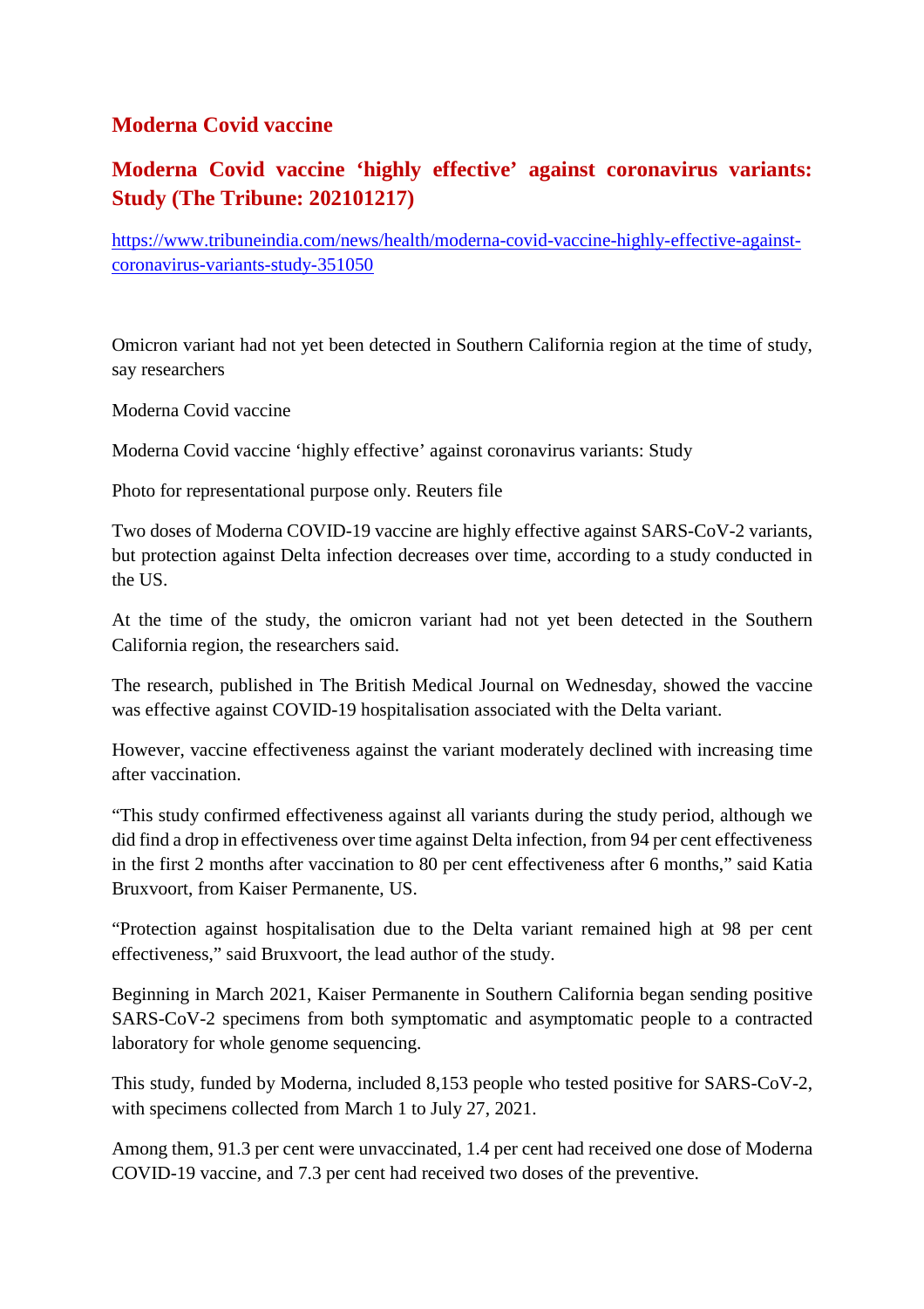## Moderna Covid vaccine

## Moderna Covid vaccine 'highly effective' against coronavirus variants: Study (The Tribune: 202101217)

https://www.tribuneindia.com/news/health/moderna-covid-vaccine-highly-effective-against-coronavirus-variants-study-351050

Omicron variant had not yet been detected in Southern California region at the time of study, say researchers

Moderna Covid vaccine

Moderna Covid vaccine 'highly effective' against coronavirus variants: Study

Photo for representational purpose only. Reuters file

Two doses of Moderna COVID-19 vaccine are highly effective against SARS-CoV-2 variants, but protection against Delta infection decreases over time, according to a study conducted in the US.

At the time of the study, the omicron variant had not yet been detected in the Southern California region, the researchers said.

The research, published in The British Medical Journal on Wednesday, showed the vaccine was effective against COVID-19 hospitalisation associated with the Delta variant.

However, vaccine effectiveness against the variant moderately declined with increasing time after vaccination.

"This study confirmed effectiveness against all variants during the study period, although we did find a drop in effectiveness over time against Delta infection, from 94 per cent effectiveness in the first 2 months after vaccination to 80 per cent effectiveness after 6 months," said Katia Bruxvoort, from Kaiser Permanente, US.

"Protection against hospitalisation due to the Delta variant remained high at 98 per cent effectiveness," said Bruxvoort, the lead author of the study.

Beginning in March 2021, Kaiser Permanente in Southern California began sending positive SARS-CoV-2 specimens from both symptomatic and asymptomatic people to a contracted laboratory for whole genome sequencing.

This study, funded by Moderna, included 8,153 people who tested positive for SARS-CoV-2, with specimens collected from March 1 to July 27, 2021.

Among them, 91.3 per cent were unvaccinated, 1.4 per cent had received one dose of Moderna COVID-19 vaccine, and 7.3 per cent had received two doses of the preventive.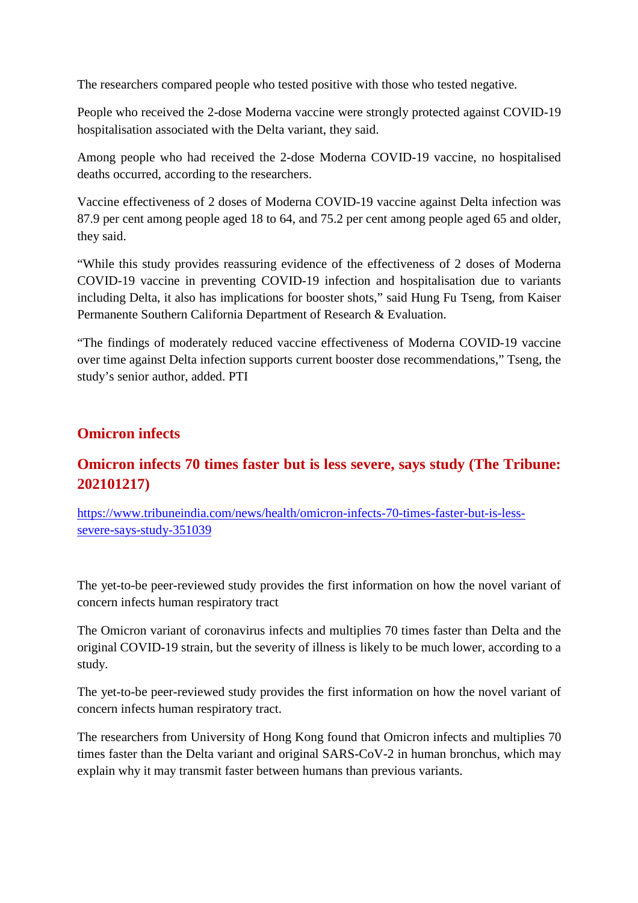The researchers compared people who tested positive with those who tested negative.

People who received the 2-dose Moderna vaccine were strongly protected against COVID-19 hospitalisation associated with the Delta variant, they said.

Among people who had received the 2-dose Moderna COVID-19 vaccine, no hospitalised deaths occurred, according to the researchers.

Vaccine effectiveness of 2 doses of Moderna COVID-19 vaccine against Delta infection was 87.9 per cent among people aged 18 to 64, and 75.2 per cent among people aged 65 and older, they said.

“While this study provides reassuring evidence of the effectiveness of 2 doses of Moderna COVID-19 vaccine in preventing COVID-19 infection and hospitalisation due to variants including Delta, it also has implications for booster shots,” said Hung Fu Tseng, from Kaiser Permanente Southern California Department of Research & Evaluation.

“The findings of moderately reduced vaccine effectiveness of Moderna COVID-19 vaccine over time against Delta infection supports current booster dose recommendations,” Tseng, the study’s senior author, added. PTI

## Omicron infects

## Omicron infects 70 times faster but is less severe, says study (The Tribune: 202101217)

https://www.tribuneindia.com/news/health/omicron-infects-70-times-faster-but-is-less-severe-says-study-351039

The yet-to-be peer-reviewed study provides the first information on how the novel variant of concern infects human respiratory tract

The Omicron variant of coronavirus infects and multiplies 70 times faster than Delta and the original COVID-19 strain, but the severity of illness is likely to be much lower, according to a study.

The yet-to-be peer-reviewed study provides the first information on how the novel variant of concern infects human respiratory tract.

The researchers from University of Hong Kong found that Omicron infects and multiplies 70 times faster than the Delta variant and original SARS-CoV-2 in human bronchus, which may explain why it may transmit faster between humans than previous variants.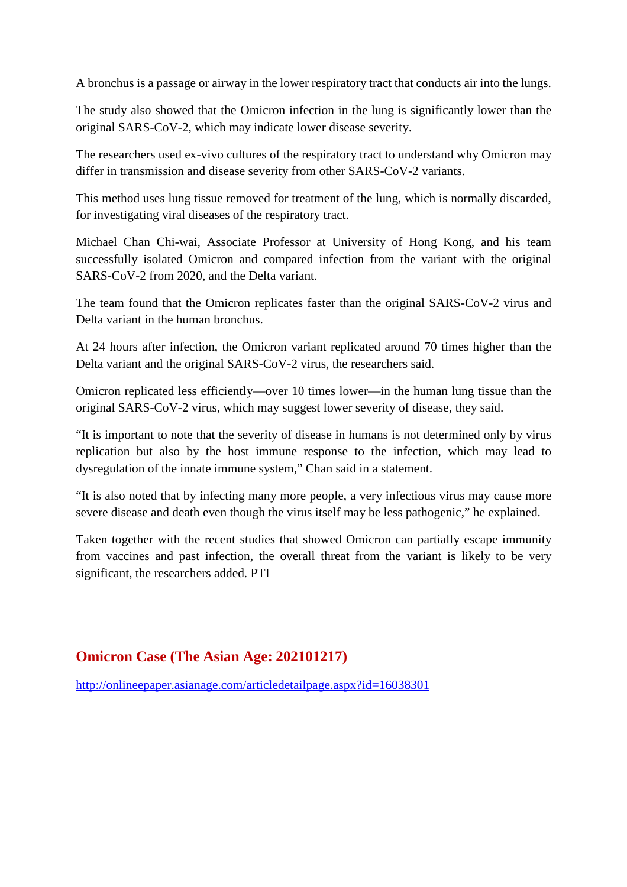A bronchus is a passage or airway in the lower respiratory tract that conducts air into the lungs.

The study also showed that the Omicron infection in the lung is significantly lower than the original SARS-CoV-2, which may indicate lower disease severity.

The researchers used ex-vivo cultures of the respiratory tract to understand why Omicron may differ in transmission and disease severity from other SARS-CoV-2 variants.

This method uses lung tissue removed for treatment of the lung, which is normally discarded, for investigating viral diseases of the respiratory tract.

Michael Chan Chi-wai, Associate Professor at University of Hong Kong, and his team successfully isolated Omicron and compared infection from the variant with the original SARS-CoV-2 from 2020, and the Delta variant.

The team found that the Omicron replicates faster than the original SARS-CoV-2 virus and Delta variant in the human bronchus.

At 24 hours after infection, the Omicron variant replicated around 70 times higher than the Delta variant and the original SARS-CoV-2 virus, the researchers said.

Omicron replicated less efficiently—over 10 times lower—in the human lung tissue than the original SARS-CoV-2 virus, which may suggest lower severity of disease, they said.

“It is important to note that the severity of disease in humans is not determined only by virus replication but also by the host immune response to the infection, which may lead to dysregulation of the innate immune system,” Chan said in a statement.

“It is also noted that by infecting many more people, a very infectious virus may cause more severe disease and death even though the virus itself may be less pathogenic,” he explained.

Taken together with the recent studies that showed Omicron can partially escape immunity from vaccines and past infection, the overall threat from the variant is likely to be very significant, the researchers added. PTI

## Omicron Case (The Asian Age: 202101217)

http://onlineepaper.asianage.com/articledetailpage.aspx?id=16038301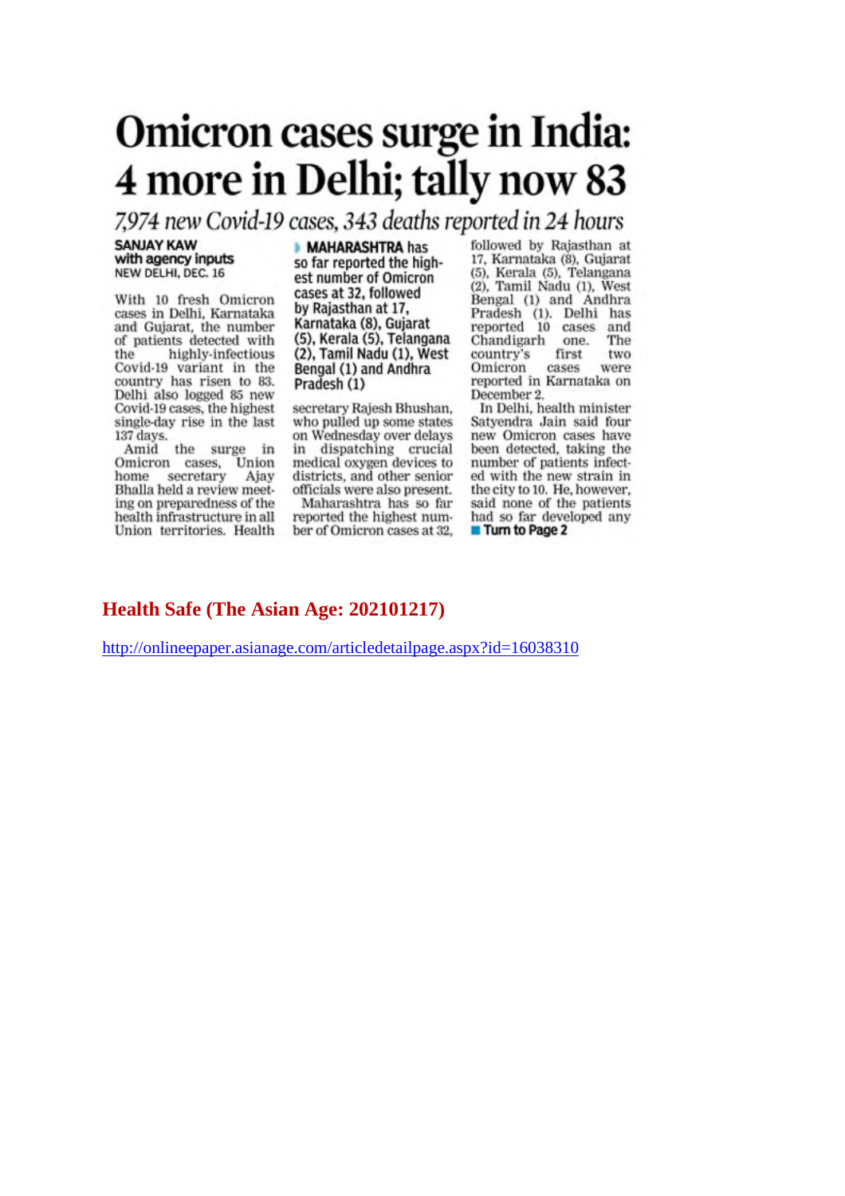# Omicron cases surge in India: 4 more in Delhi; tally now 83

*7,974 new Covid-19 cases, 343 deaths reported in 24 hours*

**SANJAY KAW**
**with agency inputs**
NEW DELHI, DEC. 16

With 10 fresh Omicron cases in Delhi, Karnataka and Gujarat, the number of patients detected with the highly-infectious Covid-19 variant in the country has risen to 83. Delhi also logged 85 new Covid-19 cases, the highest single-day rise in the last 137 days.

Amid the surge in Omicron cases, Union home secretary Ajay Bhalla held a review meeting on preparedness of the health infrastructure in all Union territories. Health secretary Rajesh Bhushan, who pulled up some states on Wednesday over delays in dispatching crucial medical oxygen devices to districts, and other senior officials were also present.

> **MAHARASHTRA** has so far reported the highest number of Omicron cases at 32, followed by Rajasthan at 17, Karnataka (8), Gujarat (5), Kerala (5), Telangana (2), Tamil Nadu (1), West Bengal (1) and Andhra Pradesh (1)

Maharashtra has so far reported the highest number of Omicron cases at 32, followed by Rajasthan at 17, Karnataka (8), Gujarat (5), Kerala (5), Telangana (2), Tamil Nadu (1), West Bengal (1) and Andhra Pradesh (1). Delhi has reported 10 cases and Chandigarh one. The country's first two Omicron cases were reported in Karnataka on December 2.

In Delhi, health minister Satyendra Jain said four new Omicron cases have been detected, taking the number of patients infected with the new strain in the city to 10. He, however, said none of the patients had so far developed any

**Turn to Page 2**

## Health Safe (The Asian Age: 202101217)

http://onlineepaper.asianage.com/articledetailpage.aspx?id=16038310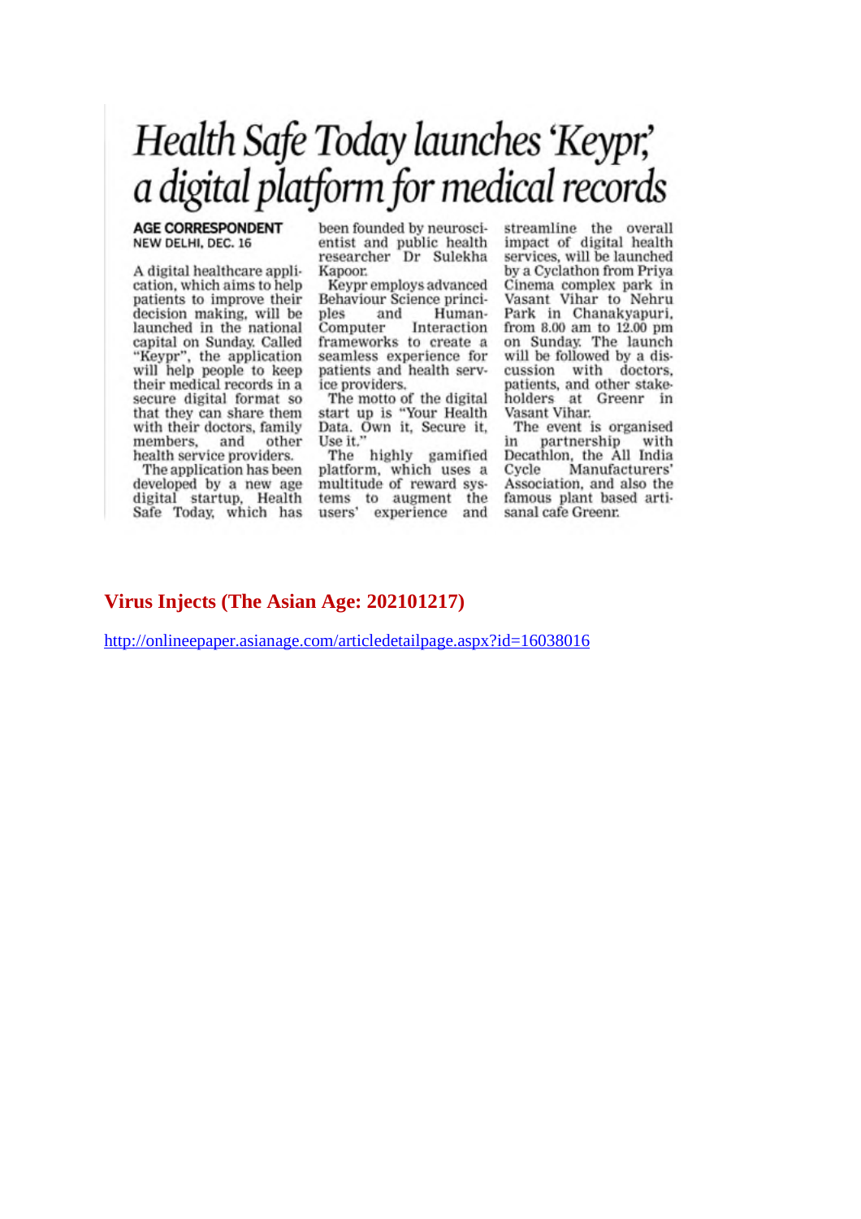# Health Safe Today launches 'Keypr,' a digital platform for medical records

**AGE CORRESPONDENT**
NEW DELHI, DEC. 16

A digital healthcare application, which aims to help patients to improve their decision making, will be launched in the national capital on Sunday. Called "Keypr", the application will help people to keep their medical records in a secure digital format so that they can share them with their doctors, family members, and other health service providers.

The application has been developed by a new age digital startup, Health Safe Today, which has been founded by neuroscientist and public health researcher Dr Sulekha Kapoor.

Keypr employs advanced Behaviour Science principles and Human-Computer Interaction frameworks to create a seamless experience for patients and health service providers.

The motto of the digital start up is "Your Health Data. Own it, Secure it, Use it."

The highly gamified platform, which uses a multitude of reward systems to augment the users' experience and streamline the overall impact of digital health services, will be launched by a Cyclathon from Priya Cinema complex park in Vasant Vihar to Nehru Park in Chanakyapuri, from 8.00 am to 12.00 pm on Sunday. The launch will be followed by a discussion with doctors, patients, and other stakeholders at Greenr in Vasant Vihar.

The event is organised in partnership with Decathlon, the All India Cycle Manufacturers' Association, and also the famous plant based artisanal cafe Greenr.

## Virus Injects (The Asian Age: 202101217)

http://onlineepaper.asianage.com/articledetailpage.aspx?id=16038016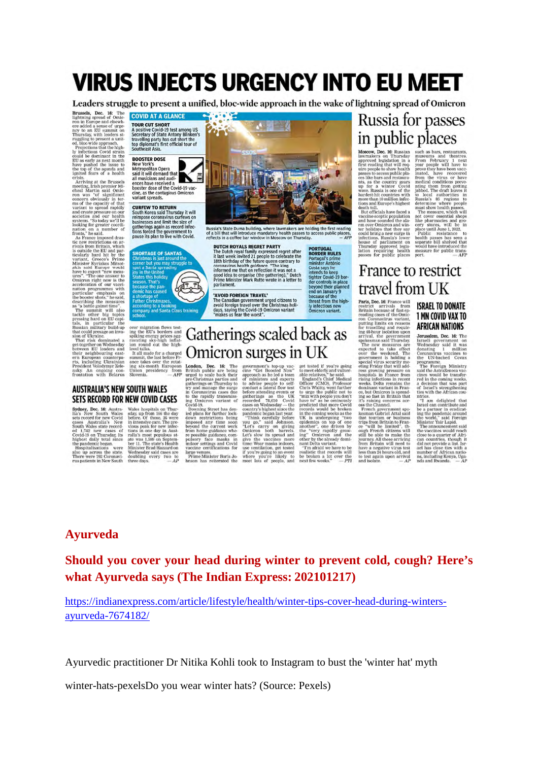# VIRUS INJECTS URGENCY INTO EU MEET

**Leaders struggle to present a unified, bloc-wide approach in the wake of lightning spread of Omicron**

Brussels, Dec. 16: The lightning spread of Omicron in Europe and elsewhere added a sense of urgency to an EU summit on Thursday, with leaders struggling to present a united, bloc-wide approach.

Projections that the highly infectious Covid strain could be dominant in the EU as early as next month have pushed the issue to the top of the agenda and ignited fears of a health crisis.

Arriving at the Brussels meeting, Irish premier Micheal Martin said Omicron was "of significant concern obviously in terms of the capacity of that variant to spread rapidly and create pressure on our societies and our health systems. "So today we'll be looking for greater coordination on a number of fronts," he said.

As France imposed drastic new restrictions on arrivals from Britain, which is outside the EU and particularly hard hit by the variant, Greece's Prime Minister Kyriakos Mitsotakis said Europe would have to expect "new measures". "The one answer to Omicron right now is the acceleration of our vaccination programmes with particular emphasis on the booster shots," he said, describing the measures as "a battle against time".

The summit will also tackle other big topics pressing hard on EU capitals, in particular the Russian military build-up that could presage an invasion of Ukraine.

That risk dominated a get-together on Wednesday between EU leaders and their neighbouring eastern European counterparts, including Ukrainian President Volodymyr Zelensky. An ongoing confrontation with Belarus over migration flows testing the EU's borders and spiking energy prices aggravating sky-high inflation round out the high-level talks.

It all made for a charged summit, the last before France takes over the rotating six-month European Union presidency from Slovenia. — *AFP*

## COVID AT A GLANCE

**TOUR CUT SHORT**
A positive Covid-19 test among US Secretary of State Antony Blinken's travelling party has cut short the top diplomat's first official tour of Southeast Asia.

**BOOSTER DOSE**
New York's Metropolitan Opera said it will demand that all musicians and audiences have received a booster dose of the Covid-19 vaccine, as the contagious Omicron variant spreads.

**CURFEW TO RETURN**
South Korea said Thursday it will reimpose coronavirus curfews on businesses and limit the size of gatherings again as record infections forced the government to pause its plan to live with Covid.

**SHORTAGE OF SANTAS**
Christmas is just around the corner but you may struggle to spot a Santa spreading joy in the United States this holiday season. That's because the pandemic has caused a shortage of Father Christmases, according to a booking company and Santa Claus training school.

Russia's State Duma building, where lawmakers are holding the first reading of a bill that will introduce mandatory health passes to access public places, reflects in a coffee bar window in Moscow on Thursday. — *AFP*

**DUTCH ROYALS REGRET PARTY**
The Dutch royal family expressed regret after it last week invited 21 people to celebrate the 18th birthday of the future queen contrary to coronavirus health guidance. "The king informed me that on reflection it was not a good idea to organise (the gathering)," Dutch Prime Minister Mark Rutte wrote in a letter to parliament.

**'AVOID FOREIGN TRAVEL'**
The Canadian government urged citizens to avoid foreign travel over the Christmas holidays, saying the Covid-19 Omicron variant "makes us fear the worst".

**PORTUGAL BORDER RULES**
Portugal's prime minister António Costa says he intends to keep tighter Covid-19 border controls in place beyond their planned end on January 9 because of the threat from the highly infectious new Omicron variant.

## Russia for passes in public places

Moscow, Dec. 16: Russian lawmakers on Thursday approved legislation in a first reading that will require people to show health passes to access public places like bars and restaurants, as the country gears up for a winter Covid wave. Russia is one of the hardest-hit countries with more than 10 million infections and Europe's highest death toll.

But officials have faced a vaccine-sceptic population and have sounded the alarm over Omicron and winter holidays that they say could bring a new surge in infections. Russia's lower house of parliament on Thursday approved legislation requiring health passes for public places such as bars, restaurants, museums and theatres. From February 1 next year people will have to prove they have been vaccinated, have recovered from the virus or have medical conditions preventing them from getting jabbed. The draft leaves it to local authorities in Russia's 85 regions to determine where people must show health passes.

The measure, which will not cover essential shops like pharmacies and grocery stores, will be in place until June 1, 2022.

Public resistance to health passes has been a separate bill shelved that would have introduced the measure for public transport. — *AFP*

## France to restrict travel from UK

Paris, Dec. 16: France will restrict arrivals from Britain because of fast-spreading cases of the Omicron Coronavirus variant, putting limits on reasons for travelling and requiring 48-hour isolation upon arrival, the government spokesman said Thursday.

The new measures are expected to take effect over the weekend. The government is holding a special virus security meeting Friday that will address growing pressure on hospitals in France from rising infections in recent weeks. Delta remains the dominant variant in France, but Omicron is spreading so fast in Britain that it's raising concerns across the Channel.

French government spokesman Gabriel Attal said that tourism or business trips from Britain to France "will be limited", though French citizens will still be able to make the journey. All those arriving from Britain will need to have a negative virus test less than 24 hours old, and to test again upon arrival and isolate. — *AP*

## ISRAEL TO DONATE 1 MN COVID VAX TO AFRICAN NATIONS

Jerusalem, Dec. 16: The Israeli government on Wednesday said it was donating 1 million Coronavirus vaccines to the UN-backed Covax programme.

The Foreign Ministry said the AstraZeneca vaccines would be transferred in the coming weeks, a decision that was part of Israel's strengthening ties with the African countries.

"I am delighted that Israel can contribute and be a partner in eradicating the pandemic around the world," said Foreign Minister Yair Lapid.

The announcement said the vaccines would reach close to a quarter of African countries, though it did not provide a list. Israel has close ties with a number of African nations, including Kenya, Uganda and Rwanda. — *AP*

## Gatherings scaled back as Omicron surges in UK

London, Dec. 16: The British public are being urged to scale back their pre-Christmas parties and gatherings on Thursday to try and manage the surge in Coronavirus cases due to the rapidly transmissing Omicron variant of Covid-19.

Downing Street has denied plans for further lockdown restrictions being imposed any time soon beyond the current work from home guidance wherever possible guidance, compulsory face masks in indoor settings and Covid vaccine certifications for large venues.

Prime Minister Boris Johnson has reiterated the government's top-up vaccine "Get Boosted Now" approach as he led a team of ministers and experts to advise people to self-conduct a lateral flow test before attending events or gatherings as the UK recorded 78,610 Covid cases on Wednesday — the country's highest since the pandemic began last year.

"Think carefully before you go," said Johnson. "Let's carry on giving Omicron both barrels. Let's slow its spread and give the vaccines more time: Wear masks indoors, use ventilation, get tested if you're going to an event where you're likely to meet lots of people, and get tested if you're going to meet elderly and vulnerable relatives," he said.

England's Chief Medical Officer (CMO), Professor Chris Whitty, went further to urge the public not to "mix with people you don't have to" as he ominously predicted that more Covid records would be broken in the coming weeks as the UK is undergoing "two epidemics on top of one another", one driven by the "very rapidly growing" Omicron and the other by the already dominant Delta variant.

"I'm afraid we have to be realistic that records will be broken a lot over the next few weeks." — *PTI*

## AUSTRALIA'S NEW SOUTH WALES SETS RECORD FOR NEW COVID CASES

Sydney, Dec. 16: Australia's New South Wales sets record for new Covid cases Australia's New South Wales state recorded 1,742 new cases of Covid-19 on Thursday, its highest daily total since the pandemic began.

Hospitalisations were also up across the state. There were 192 Coronavirus patients in New South Wales hospitals on Thursday, up from 166 the day before. Of those, 26 were in intensive care. The previous peak for new infections in one day in Australia's most populous state was 1,599 on September 11. The state's Health Minister Brad Hazzard on Wednesday said cases are doubling every two to three days. — *AP*

## Ayurveda

## Should you cover your head during winter to prevent cold, cough? Here's what Ayurveda says (The Indian Express: 20211217)

https://indianexpress.com/article/lifestyle/health/winter-tips-cover-head-during-winters-ayurveda-7674182/

Ayurvedic practitioner Dr Nitika Kohli took to Instagram to bust the 'winter hat' myth

winter-hats-pexelsDo you wear winter hats? (Source: Pexels)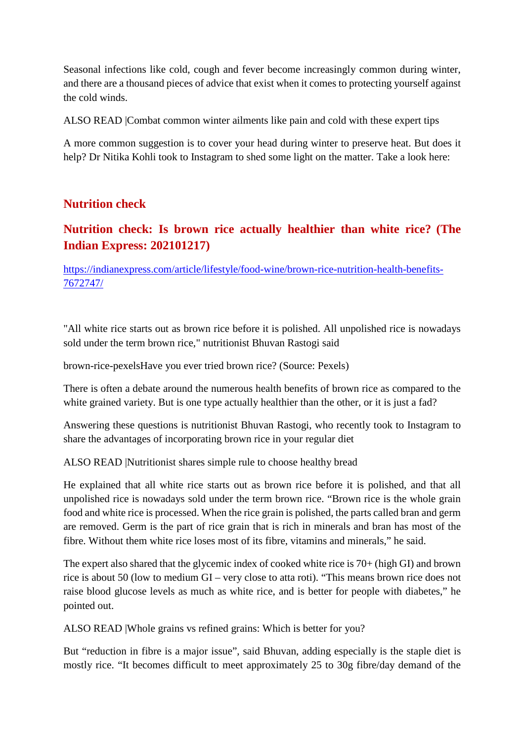Seasonal infections like cold, cough and fever become increasingly common during winter, and there are a thousand pieces of advice that exist when it comes to protecting yourself against the cold winds.

ALSO READ |Combat common winter ailments like pain and cold with these expert tips

A more common suggestion is to cover your head during winter to preserve heat. But does it help? Dr Nitika Kohli took to Instagram to shed some light on the matter. Take a look here:

## Nutrition check

### Nutrition check: Is brown rice actually healthier than white rice? (The Indian Express: 202101217)

https://indianexpress.com/article/lifestyle/food-wine/brown-rice-nutrition-health-benefits-7672747/

"All white rice starts out as brown rice before it is polished. All unpolished rice is nowadays sold under the term brown rice," nutritionist Bhuvan Rastogi said

brown-rice-pexelsHave you ever tried brown rice? (Source: Pexels)

There is often a debate around the numerous health benefits of brown rice as compared to the white grained variety. But is one type actually healthier than the other, or it is just a fad?

Answering these questions is nutritionist Bhuvan Rastogi, who recently took to Instagram to share the advantages of incorporating brown rice in your regular diet

ALSO READ |Nutritionist shares simple rule to choose healthy bread

He explained that all white rice starts out as brown rice before it is polished, and that all unpolished rice is nowadays sold under the term brown rice. "Brown rice is the whole grain food and white rice is processed. When the rice grain is polished, the parts called bran and germ are removed. Germ is the part of rice grain that is rich in minerals and bran has most of the fibre. Without them white rice loses most of its fibre, vitamins and minerals," he said.

The expert also shared that the glycemic index of cooked white rice is 70+ (high GI) and brown rice is about 50 (low to medium GI – very close to atta roti). "This means brown rice does not raise blood glucose levels as much as white rice, and is better for people with diabetes," he pointed out.

ALSO READ |Whole grains vs refined grains: Which is better for you?

But "reduction in fibre is a major issue", said Bhuvan, adding especially is the staple diet is mostly rice. "It becomes difficult to meet approximately 25 to 30g fibre/day demand of the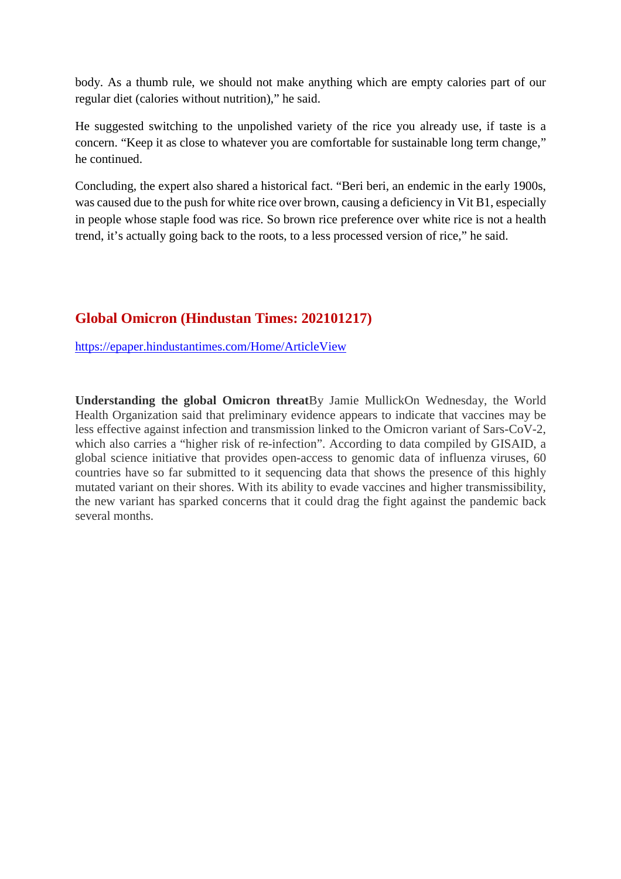body. As a thumb rule, we should not make anything which are empty calories part of our regular diet (calories without nutrition)," he said.

He suggested switching to the unpolished variety of the rice you already use, if taste is a concern. "Keep it as close to whatever you are comfortable for sustainable long term change," he continued.

Concluding, the expert also shared a historical fact. "Beri beri, an endemic in the early 1900s, was caused due to the push for white rice over brown, causing a deficiency in Vit B1, especially in people whose staple food was rice. So brown rice preference over white rice is not a health trend, it's actually going back to the roots, to a less processed version of rice," he said.

## Global Omicron (Hindustan Times: 202101217)

https://epaper.hindustantimes.com/Home/ArticleView

**Understanding the global Omicron threat**By Jamie MullickOn Wednesday, the World Health Organization said that preliminary evidence appears to indicate that vaccines may be less effective against infection and transmission linked to the Omicron variant of Sars-CoV-2, which also carries a "higher risk of re-infection". According to data compiled by GISAID, a global science initiative that provides open-access to genomic data of influenza viruses, 60 countries have so far submitted to it sequencing data that shows the presence of this highly mutated variant on their shores. With its ability to evade vaccines and higher transmissibility, the new variant has sparked concerns that it could drag the fight against the pandemic back several months.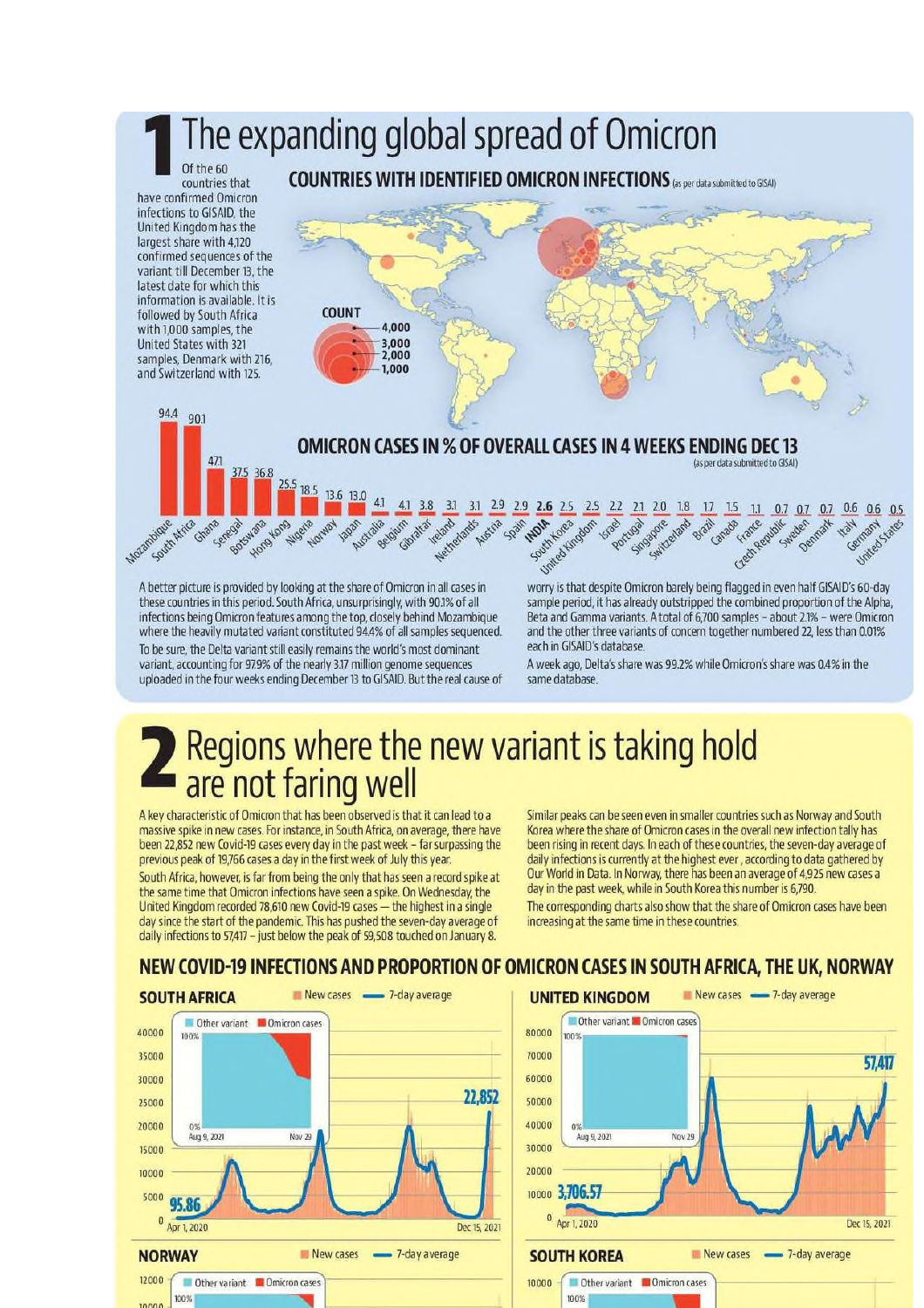# 1 The expanding global spread of Omicron

Of the 60 countries that have confirmed Omicron infections to GISAID, the United Kingdom has the largest share with 4,120 confirmed sequences of the variant till December 13, the latest date for which this information is available. It is followed by South Africa with 1,000 samples, the United States with 321 samples, Denmark with 216, and Switzerland with 125.

## COUNTRIES WITH IDENTIFIED OMICRON INFECTIONS (as per data submitted to GISAID)

COUNT: 4,000; 3,000; 2,000; 1,000

## OMICRON CASES IN % OF OVERALL CASES IN 4 WEEKS ENDING DEC 13

(as per data submitted to GISAID)

| Country | % |
|---|---|
| Mozambique | 94.4 |
| South Africa | 90.1 |
| Ghana | 47.1 |
| Senegal | 37.5 |
| Botswana | 36.8 |
| Hong Kong | 25.5 |
| Nigeria | 18.5 |
| Norway | 13.6 |
| Japan | 13.0 |
| Australia | 4.1 |
| Belgium | 4.1 |
| Gibraltar | 3.8 |
| Ireland | 3.1 |
| Netherlands | 3.1 |
| Austria | 2.9 |
| Spain | 2.9 |
| **INDIA** | **2.6** |
| South Korea | 2.5 |
| United Kingdom | 2.5 |
| Israel | 2.2 |
| Portugal | 2.1 |
| Singapore | 2.0 |
| Switzerland | 1.8 |
| Brazil | 1.7 |
| Canada | 1.5 |
| France | 1.1 |
| Czech Republic | 0.7 |
| Sweden | 0.7 |
| Denmark | 0.7 |
| Italy | 0.6 |
| Germany | 0.6 |
| United States | 0.5 |

A better picture is provided by looking at the share of Omicron in all cases in these countries in this period. South Africa, unsurprisingly, with 90.1% of all infections being Omicron features among the top, closely behind Mozambique where the heavily mutated variant constituted 94.4% of all samples sequenced.

To be sure, the Delta variant still easily remains the world's most dominant variant, accounting for 97.9% of the nearly 3.17 million genome sequences uploaded in the four weeks ending December 13 to GISAID. But the real cause of worry is that despite Omicron barely being flagged in even half GISAID's 60-day sample period, it has already outstripped the combined proportion of the Alpha, Beta and Gamma variants. A total of 6,700 samples – about 2.1% – were Omicron and the other three variants of concern together numbered 22, less than 0.01% each in GISAID's database.

A week ago, Delta's share was 99.2% while Omicron's share was 0.4% in the same database.

# 2 Regions where the new variant is taking hold are not faring well

A key characteristic of Omicron that has been observed is that it can lead to a massive spike in new cases. For instance, in South Africa, on average, there have been 22,852 new Covid-19 cases every day in the past week – far surpassing the previous peak of 19,766 cases a day in the first week of July this year.

South Africa, however, is far from being the only that has seen a record spike at the same time that Omicron infections have seen a spike. On Wednesday, the United Kingdom recorded 78,610 new Covid-19 cases — the highest in a single day since the start of the pandemic. This has pushed the seven-day average of daily infections to 57,417 – just below the peak of 59,508 touched on January 8.

Similar peaks can be seen even in smaller countries such as Norway and South Korea where the share of Omicron cases in the overall new infection tally has been rising in recent days. In each of these countries, the seven-day average of daily infections is currently at the highest ever, according to data gathered by Our World in Data. In Norway, there has been an average of 4,925 new cases a day in the past week, while in South Korea this number is 6,790.

The corresponding charts also show that the share of Omicron cases have been increasing at the same time in these countries.

## NEW COVID-19 INFECTIONS AND PROPORTION OF OMICRON CASES IN SOUTH AFRICA, THE UK, NORWAY

**SOUTH AFRICA** — New cases; 7-day average (Apr 1, 2020 – Dec 15, 2021): 95.86 → 22,852
Inset: Other variant / Omicron cases (Aug 9, 2021 – Nov 29)

**UNITED KINGDOM** — New cases; 7-day average (Apr 1, 2020 – Dec 15, 2021): 3,706.57 → 57,417
Inset: Other variant / Omicron cases (Aug 9, 2021 – Nov 29)

**NORWAY** — New cases; 7-day average
Inset: Other variant / Omicron cases

**SOUTH KOREA** — New cases; 7-day average
Inset: Other variant / Omicron cases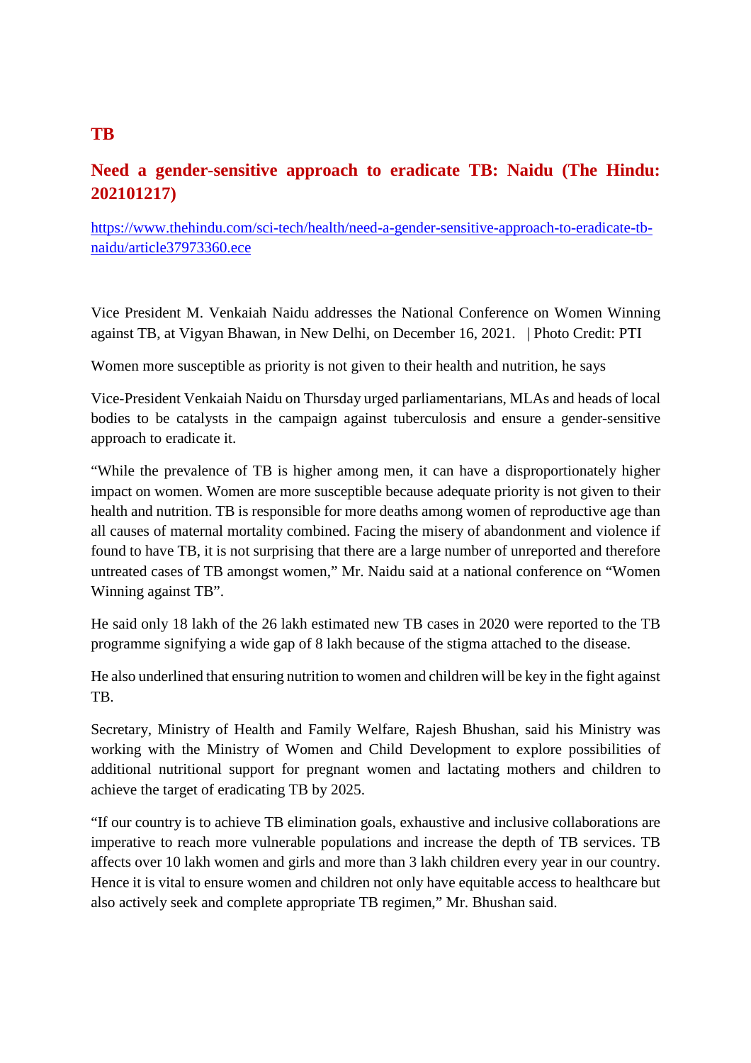## TB

## Need a gender-sensitive approach to eradicate TB: Naidu (The Hindu: 202101217)

https://www.thehindu.com/sci-tech/health/need-a-gender-sensitive-approach-to-eradicate-tb-naidu/article37973360.ece

Vice President M. Venkaiah Naidu addresses the National Conference on Women Winning against TB, at Vigyan Bhawan, in New Delhi, on December 16, 2021. | Photo Credit: PTI

Women more susceptible as priority is not given to their health and nutrition, he says

Vice-President Venkaiah Naidu on Thursday urged parliamentarians, MLAs and heads of local bodies to be catalysts in the campaign against tuberculosis and ensure a gender-sensitive approach to eradicate it.

"While the prevalence of TB is higher among men, it can have a disproportionately higher impact on women. Women are more susceptible because adequate priority is not given to their health and nutrition. TB is responsible for more deaths among women of reproductive age than all causes of maternal mortality combined. Facing the misery of abandonment and violence if found to have TB, it is not surprising that there are a large number of unreported and therefore untreated cases of TB amongst women," Mr. Naidu said at a national conference on "Women Winning against TB".

He said only 18 lakh of the 26 lakh estimated new TB cases in 2020 were reported to the TB programme signifying a wide gap of 8 lakh because of the stigma attached to the disease.

He also underlined that ensuring nutrition to women and children will be key in the fight against TB.

Secretary, Ministry of Health and Family Welfare, Rajesh Bhushan, said his Ministry was working with the Ministry of Women and Child Development to explore possibilities of additional nutritional support for pregnant women and lactating mothers and children to achieve the target of eradicating TB by 2025.

"If our country is to achieve TB elimination goals, exhaustive and inclusive collaborations are imperative to reach more vulnerable populations and increase the depth of TB services. TB affects over 10 lakh women and girls and more than 3 lakh children every year in our country. Hence it is vital to ensure women and children not only have equitable access to healthcare but also actively seek and complete appropriate TB regimen," Mr. Bhushan said.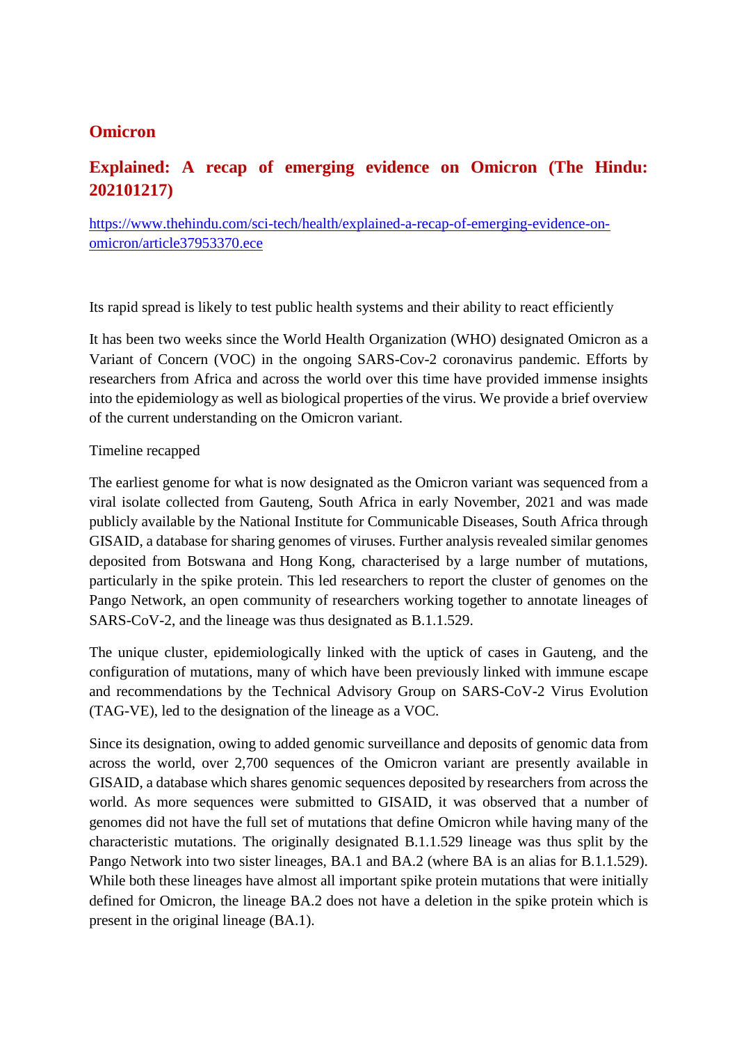## Omicron

### Explained: A recap of emerging evidence on Omicron (The Hindu: 202101217)

https://www.thehindu.com/sci-tech/health/explained-a-recap-of-emerging-evidence-on-omicron/article37953370.ece

Its rapid spread is likely to test public health systems and their ability to react efficiently

It has been two weeks since the World Health Organization (WHO) designated Omicron as a Variant of Concern (VOC) in the ongoing SARS-Cov-2 coronavirus pandemic. Efforts by researchers from Africa and across the world over this time have provided immense insights into the epidemiology as well as biological properties of the virus. We provide a brief overview of the current understanding on the Omicron variant.

Timeline recapped

The earliest genome for what is now designated as the Omicron variant was sequenced from a viral isolate collected from Gauteng, South Africa in early November, 2021 and was made publicly available by the National Institute for Communicable Diseases, South Africa through GISAID, a database for sharing genomes of viruses. Further analysis revealed similar genomes deposited from Botswana and Hong Kong, characterised by a large number of mutations, particularly in the spike protein. This led researchers to report the cluster of genomes on the Pango Network, an open community of researchers working together to annotate lineages of SARS-CoV-2, and the lineage was thus designated as B.1.1.529.

The unique cluster, epidemiologically linked with the uptick of cases in Gauteng, and the configuration of mutations, many of which have been previously linked with immune escape and recommendations by the Technical Advisory Group on SARS-CoV-2 Virus Evolution (TAG-VE), led to the designation of the lineage as a VOC.

Since its designation, owing to added genomic surveillance and deposits of genomic data from across the world, over 2,700 sequences of the Omicron variant are presently available in GISAID, a database which shares genomic sequences deposited by researchers from across the world. As more sequences were submitted to GISAID, it was observed that a number of genomes did not have the full set of mutations that define Omicron while having many of the characteristic mutations. The originally designated B.1.1.529 lineage was thus split by the Pango Network into two sister lineages, BA.1 and BA.2 (where BA is an alias for B.1.1.529). While both these lineages have almost all important spike protein mutations that were initially defined for Omicron, the lineage BA.2 does not have a deletion in the spike protein which is present in the original lineage (BA.1).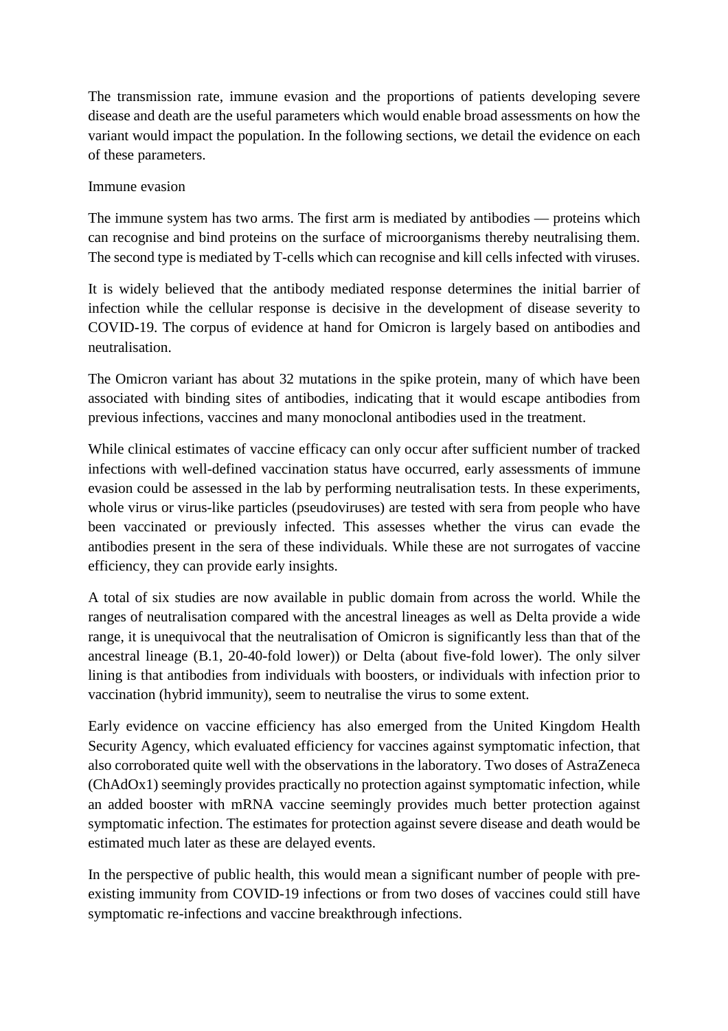The transmission rate, immune evasion and the proportions of patients developing severe disease and death are the useful parameters which would enable broad assessments on how the variant would impact the population. In the following sections, we detail the evidence on each of these parameters.

## Immune evasion

The immune system has two arms. The first arm is mediated by antibodies — proteins which can recognise and bind proteins on the surface of microorganisms thereby neutralising them. The second type is mediated by T-cells which can recognise and kill cells infected with viruses.

It is widely believed that the antibody mediated response determines the initial barrier of infection while the cellular response is decisive in the development of disease severity to COVID-19. The corpus of evidence at hand for Omicron is largely based on antibodies and neutralisation.

The Omicron variant has about 32 mutations in the spike protein, many of which have been associated with binding sites of antibodies, indicating that it would escape antibodies from previous infections, vaccines and many monoclonal antibodies used in the treatment.

While clinical estimates of vaccine efficacy can only occur after sufficient number of tracked infections with well-defined vaccination status have occurred, early assessments of immune evasion could be assessed in the lab by performing neutralisation tests. In these experiments, whole virus or virus-like particles (pseudoviruses) are tested with sera from people who have been vaccinated or previously infected. This assesses whether the virus can evade the antibodies present in the sera of these individuals. While these are not surrogates of vaccine efficiency, they can provide early insights.

A total of six studies are now available in public domain from across the world. While the ranges of neutralisation compared with the ancestral lineages as well as Delta provide a wide range, it is unequivocal that the neutralisation of Omicron is significantly less than that of the ancestral lineage (B.1, 20-40-fold lower)) or Delta (about five-fold lower). The only silver lining is that antibodies from individuals with boosters, or individuals with infection prior to vaccination (hybrid immunity), seem to neutralise the virus to some extent.

Early evidence on vaccine efficiency has also emerged from the United Kingdom Health Security Agency, which evaluated efficiency for vaccines against symptomatic infection, that also corroborated quite well with the observations in the laboratory. Two doses of AstraZeneca (ChAdOx1) seemingly provides practically no protection against symptomatic infection, while an added booster with mRNA vaccine seemingly provides much better protection against symptomatic infection. The estimates for protection against severe disease and death would be estimated much later as these are delayed events.

In the perspective of public health, this would mean a significant number of people with pre-existing immunity from COVID-19 infections or from two doses of vaccines could still have symptomatic re-infections and vaccine breakthrough infections.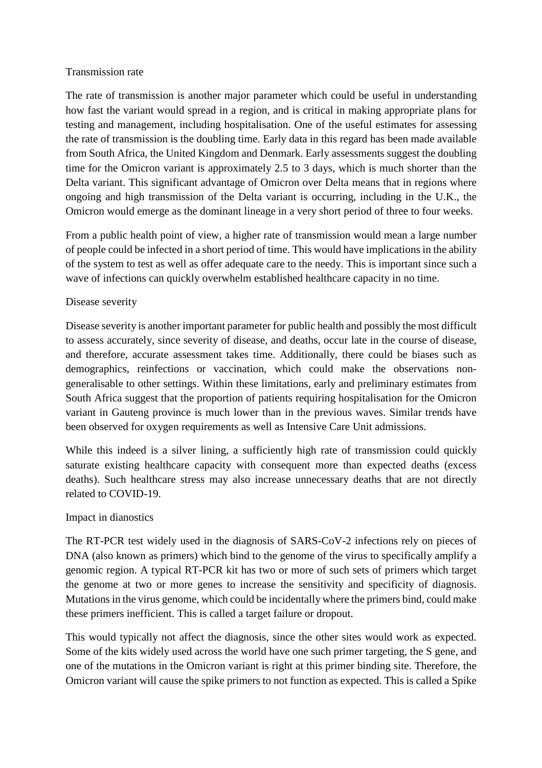## Transmission rate

The rate of transmission is another major parameter which could be useful in understanding how fast the variant would spread in a region, and is critical in making appropriate plans for testing and management, including hospitalisation. One of the useful estimates for assessing the rate of transmission is the doubling time. Early data in this regard has been made available from South Africa, the United Kingdom and Denmark. Early assessments suggest the doubling time for the Omicron variant is approximately 2.5 to 3 days, which is much shorter than the Delta variant. This significant advantage of Omicron over Delta means that in regions where ongoing and high transmission of the Delta variant is occurring, including in the U.K., the Omicron would emerge as the dominant lineage in a very short period of three to four weeks.

From a public health point of view, a higher rate of transmission would mean a large number of people could be infected in a short period of time. This would have implications in the ability of the system to test as well as offer adequate care to the needy. This is important since such a wave of infections can quickly overwhelm established healthcare capacity in no time.

## Disease severity

Disease severity is another important parameter for public health and possibly the most difficult to assess accurately, since severity of disease, and deaths, occur late in the course of disease, and therefore, accurate assessment takes time. Additionally, there could be biases such as demographics, reinfections or vaccination, which could make the observations non-generalisable to other settings. Within these limitations, early and preliminary estimates from South Africa suggest that the proportion of patients requiring hospitalisation for the Omicron variant in Gauteng province is much lower than in the previous waves. Similar trends have been observed for oxygen requirements as well as Intensive Care Unit admissions.

While this indeed is a silver lining, a sufficiently high rate of transmission could quickly saturate existing healthcare capacity with consequent more than expected deaths (excess deaths). Such healthcare stress may also increase unnecessary deaths that are not directly related to COVID-19.

## Impact in dianostics

The RT-PCR test widely used in the diagnosis of SARS-CoV-2 infections rely on pieces of DNA (also known as primers) which bind to the genome of the virus to specifically amplify a genomic region. A typical RT-PCR kit has two or more of such sets of primers which target the genome at two or more genes to increase the sensitivity and specificity of diagnosis. Mutations in the virus genome, which could be incidentally where the primers bind, could make these primers inefficient. This is called a target failure or dropout.

This would typically not affect the diagnosis, since the other sites would work as expected. Some of the kits widely used across the world have one such primer targeting, the S gene, and one of the mutations in the Omicron variant is right at this primer binding site. Therefore, the Omicron variant will cause the spike primers to not function as expected. This is called a Spike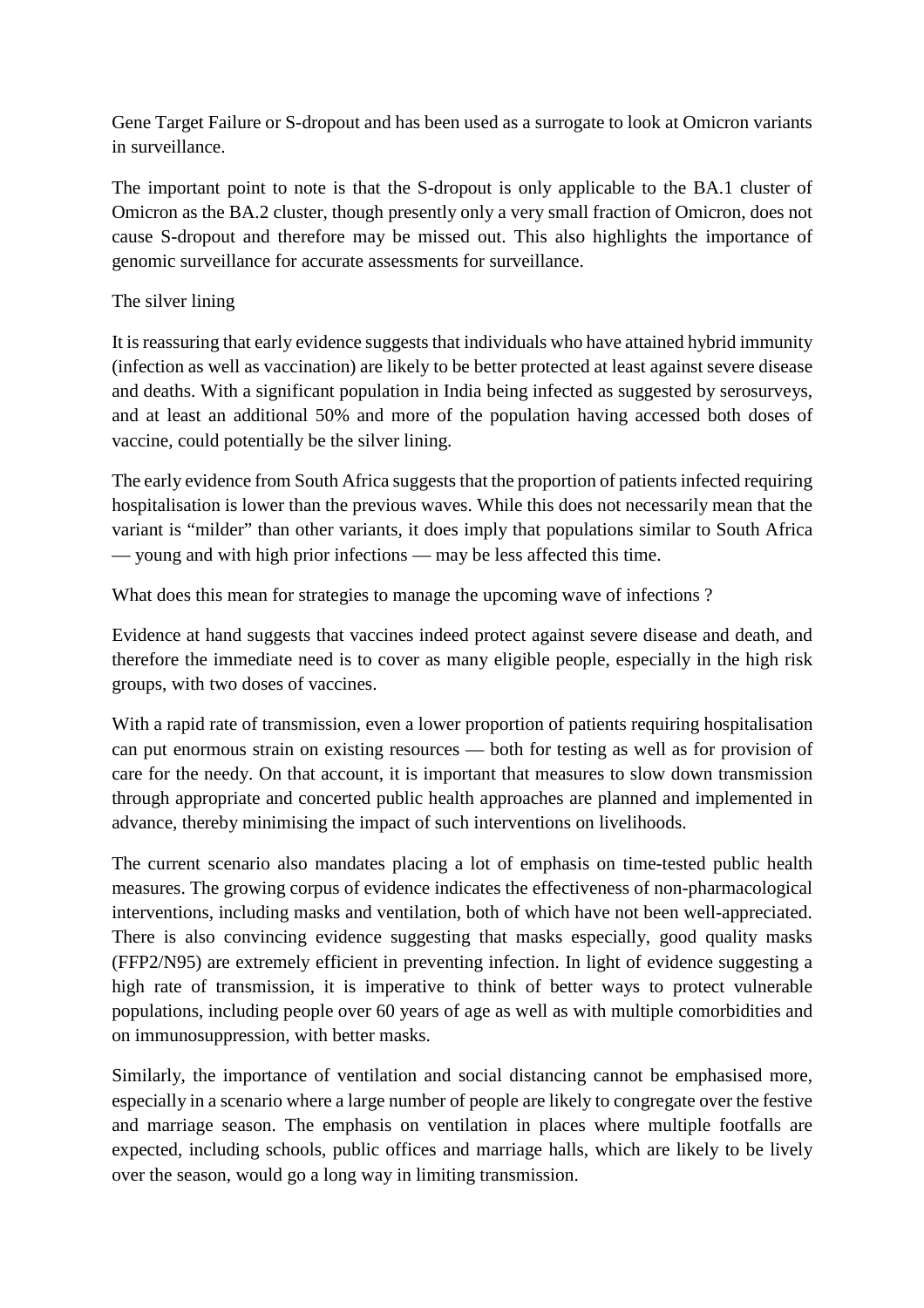Gene Target Failure or S-dropout and has been used as a surrogate to look at Omicron variants in surveillance.

The important point to note is that the S-dropout is only applicable to the BA.1 cluster of Omicron as the BA.2 cluster, though presently only a very small fraction of Omicron, does not cause S-dropout and therefore may be missed out. This also highlights the importance of genomic surveillance for accurate assessments for surveillance.

## The silver lining

It is reassuring that early evidence suggests that individuals who have attained hybrid immunity (infection as well as vaccination) are likely to be better protected at least against severe disease and deaths. With a significant population in India being infected as suggested by serosurveys, and at least an additional 50% and more of the population having accessed both doses of vaccine, could potentially be the silver lining.

The early evidence from South Africa suggests that the proportion of patients infected requiring hospitalisation is lower than the previous waves. While this does not necessarily mean that the variant is "milder" than other variants, it does imply that populations similar to South Africa — young and with high prior infections — may be less affected this time.

## What does this mean for strategies to manage the upcoming wave of infections ?

Evidence at hand suggests that vaccines indeed protect against severe disease and death, and therefore the immediate need is to cover as many eligible people, especially in the high risk groups, with two doses of vaccines.

With a rapid rate of transmission, even a lower proportion of patients requiring hospitalisation can put enormous strain on existing resources — both for testing as well as for provision of care for the needy. On that account, it is important that measures to slow down transmission through appropriate and concerted public health approaches are planned and implemented in advance, thereby minimising the impact of such interventions on livelihoods.

The current scenario also mandates placing a lot of emphasis on time-tested public health measures. The growing corpus of evidence indicates the effectiveness of non-pharmacological interventions, including masks and ventilation, both of which have not been well-appreciated. There is also convincing evidence suggesting that masks especially, good quality masks (FFP2/N95) are extremely efficient in preventing infection. In light of evidence suggesting a high rate of transmission, it is imperative to think of better ways to protect vulnerable populations, including people over 60 years of age as well as with multiple comorbidities and on immunosuppression, with better masks.

Similarly, the importance of ventilation and social distancing cannot be emphasised more, especially in a scenario where a large number of people are likely to congregate over the festive and marriage season. The emphasis on ventilation in places where multiple footfalls are expected, including schools, public offices and marriage halls, which are likely to be lively over the season, would go a long way in limiting transmission.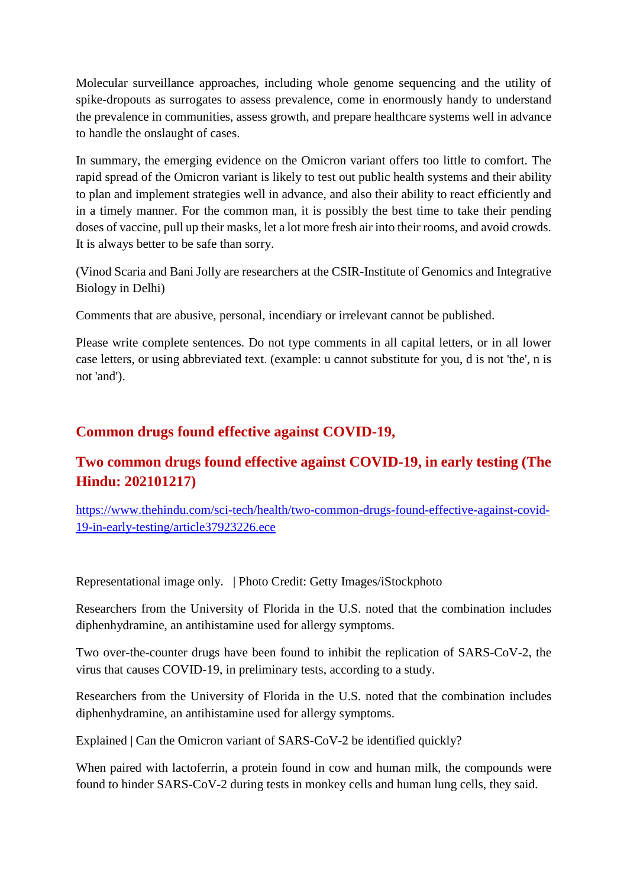Molecular surveillance approaches, including whole genome sequencing and the utility of spike-dropouts as surrogates to assess prevalence, come in enormously handy to understand the prevalence in communities, assess growth, and prepare healthcare systems well in advance to handle the onslaught of cases.

In summary, the emerging evidence on the Omicron variant offers too little to comfort. The rapid spread of the Omicron variant is likely to test out public health systems and their ability to plan and implement strategies well in advance, and also their ability to react efficiently and in a timely manner. For the common man, it is possibly the best time to take their pending doses of vaccine, pull up their masks, let a lot more fresh air into their rooms, and avoid crowds. It is always better to be safe than sorry.

(Vinod Scaria and Bani Jolly are researchers at the CSIR-Institute of Genomics and Integrative Biology in Delhi)

Comments that are abusive, personal, incendiary or irrelevant cannot be published.

Please write complete sentences. Do not type comments in all capital letters, or in all lower case letters, or using abbreviated text. (example: u cannot substitute for you, d is not 'the', n is not 'and').

## Common drugs found effective against COVID-19,

## Two common drugs found effective against COVID-19, in early testing (The Hindu: 202101217)

https://www.thehindu.com/sci-tech/health/two-common-drugs-found-effective-against-covid-19-in-early-testing/article37923226.ece

Representational image only. | Photo Credit: Getty Images/iStockphoto

Researchers from the University of Florida in the U.S. noted that the combination includes diphenhydramine, an antihistamine used for allergy symptoms.

Two over-the-counter drugs have been found to inhibit the replication of SARS-CoV-2, the virus that causes COVID-19, in preliminary tests, according to a study.

Researchers from the University of Florida in the U.S. noted that the combination includes diphenhydramine, an antihistamine used for allergy symptoms.

Explained | Can the Omicron variant of SARS-CoV-2 be identified quickly?

When paired with lactoferrin, a protein found in cow and human milk, the compounds were found to hinder SARS-CoV-2 during tests in monkey cells and human lung cells, they said.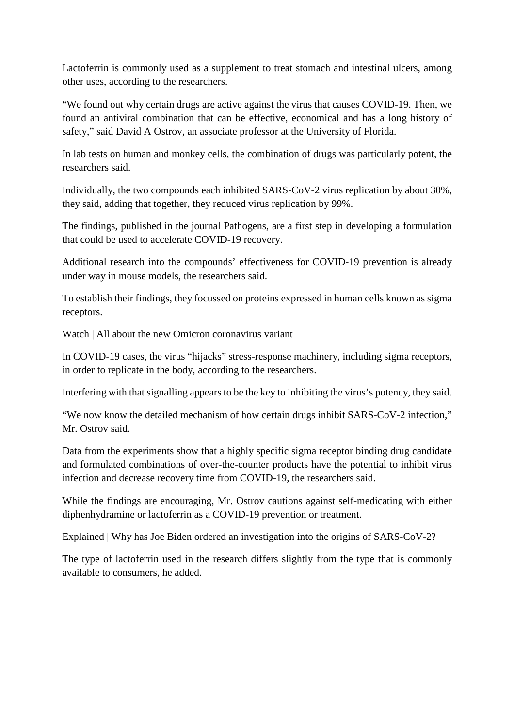Lactoferrin is commonly used as a supplement to treat stomach and intestinal ulcers, among other uses, according to the researchers.

"We found out why certain drugs are active against the virus that causes COVID-19. Then, we found an antiviral combination that can be effective, economical and has a long history of safety," said David A Ostrov, an associate professor at the University of Florida.

In lab tests on human and monkey cells, the combination of drugs was particularly potent, the researchers said.

Individually, the two compounds each inhibited SARS-CoV-2 virus replication by about 30%, they said, adding that together, they reduced virus replication by 99%.

The findings, published in the journal Pathogens, are a first step in developing a formulation that could be used to accelerate COVID-19 recovery.

Additional research into the compounds' effectiveness for COVID-19 prevention is already under way in mouse models, the researchers said.

To establish their findings, they focussed on proteins expressed in human cells known as sigma receptors.

Watch | All about the new Omicron coronavirus variant

In COVID-19 cases, the virus "hijacks" stress-response machinery, including sigma receptors, in order to replicate in the body, according to the researchers.

Interfering with that signalling appears to be the key to inhibiting the virus's potency, they said.

"We now know the detailed mechanism of how certain drugs inhibit SARS-CoV-2 infection," Mr. Ostrov said.

Data from the experiments show that a highly specific sigma receptor binding drug candidate and formulated combinations of over-the-counter products have the potential to inhibit virus infection and decrease recovery time from COVID-19, the researchers said.

While the findings are encouraging, Mr. Ostrov cautions against self-medicating with either diphenhydramine or lactoferrin as a COVID-19 prevention or treatment.

Explained | Why has Joe Biden ordered an investigation into the origins of SARS-CoV-2?

The type of lactoferrin used in the research differs slightly from the type that is commonly available to consumers, he added.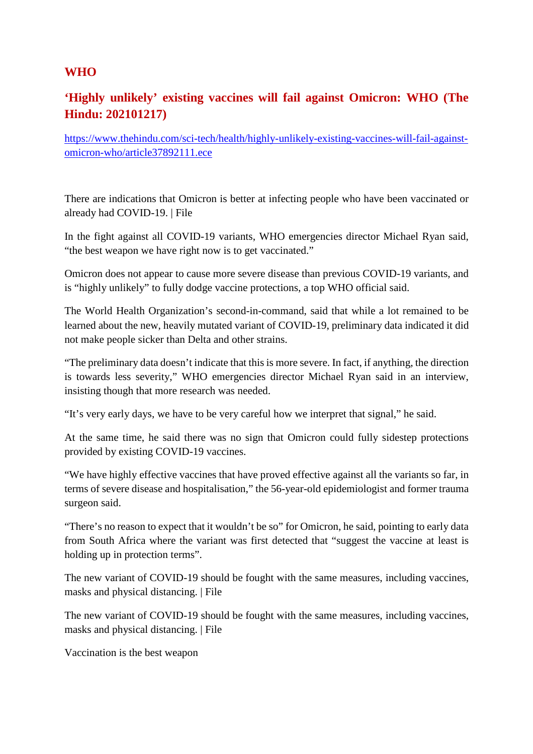## WHO

### ‘Highly unlikely’ existing vaccines will fail against Omicron: WHO (The Hindu: 202101217)

https://www.thehindu.com/sci-tech/health/highly-unlikely-existing-vaccines-will-fail-against-omicron-who/article37892111.ece

There are indications that Omicron is better at infecting people who have been vaccinated or already had COVID-19. | File

In the fight against all COVID-19 variants, WHO emergencies director Michael Ryan said, “the best weapon we have right now is to get vaccinated.”

Omicron does not appear to cause more severe disease than previous COVID-19 variants, and is “highly unlikely” to fully dodge vaccine protections, a top WHO official said.

The World Health Organization’s second-in-command, said that while a lot remained to be learned about the new, heavily mutated variant of COVID-19, preliminary data indicated it did not make people sicker than Delta and other strains.

“The preliminary data doesn’t indicate that this is more severe. In fact, if anything, the direction is towards less severity,” WHO emergencies director Michael Ryan said in an interview, insisting though that more research was needed.

“It’s very early days, we have to be very careful how we interpret that signal,” he said.

At the same time, he said there was no sign that Omicron could fully sidestep protections provided by existing COVID-19 vaccines.

“We have highly effective vaccines that have proved effective against all the variants so far, in terms of severe disease and hospitalisation,” the 56-year-old epidemiologist and former trauma surgeon said.

“There’s no reason to expect that it wouldn’t be so” for Omicron, he said, pointing to early data from South Africa where the variant was first detected that “suggest the vaccine at least is holding up in protection terms”.

The new variant of COVID-19 should be fought with the same measures, including vaccines, masks and physical distancing. | File

The new variant of COVID-19 should be fought with the same measures, including vaccines, masks and physical distancing. | File

Vaccination is the best weapon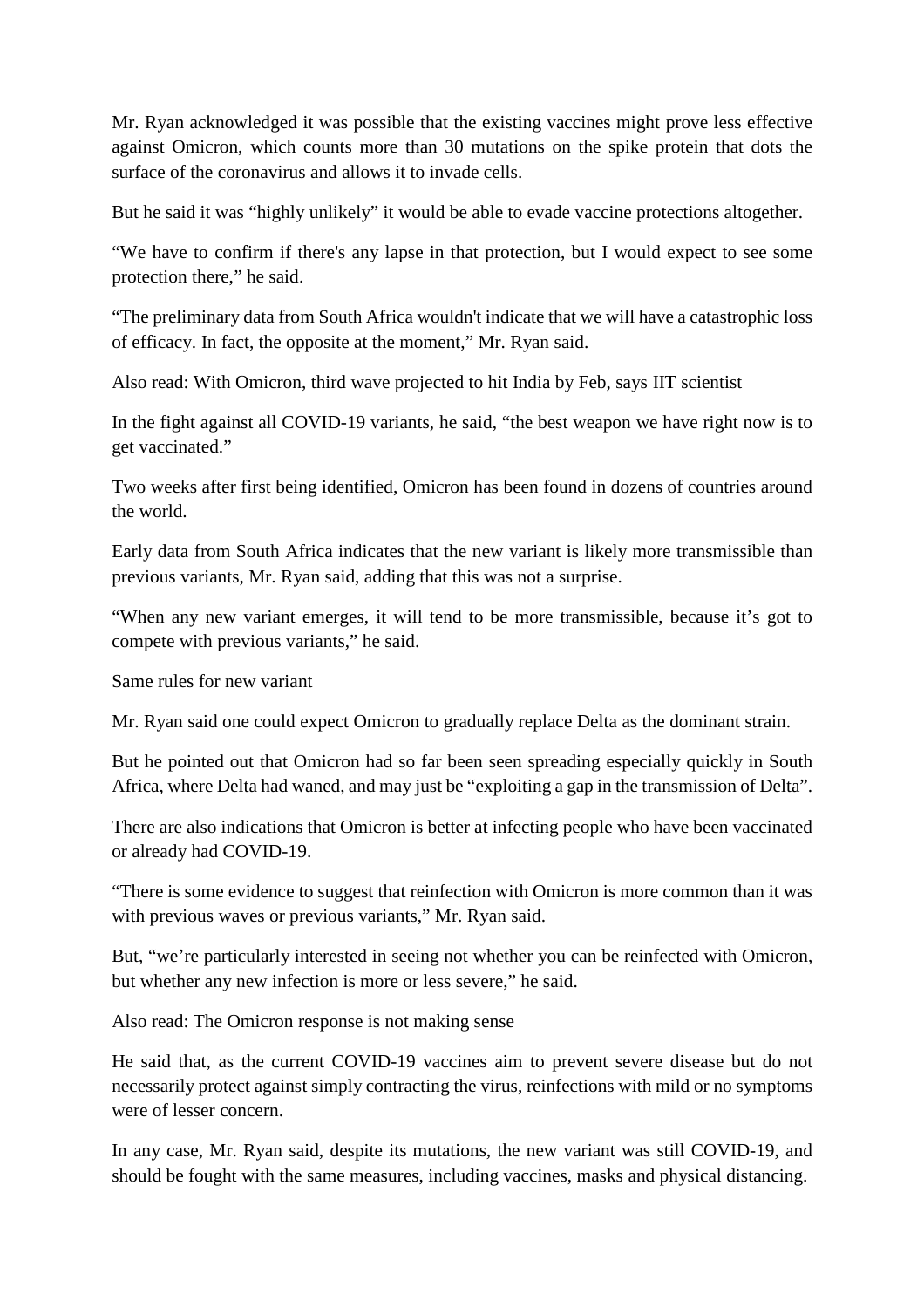Mr. Ryan acknowledged it was possible that the existing vaccines might prove less effective against Omicron, which counts more than 30 mutations on the spike protein that dots the surface of the coronavirus and allows it to invade cells.

But he said it was "highly unlikely" it would be able to evade vaccine protections altogether.

"We have to confirm if there's any lapse in that protection, but I would expect to see some protection there," he said.

"The preliminary data from South Africa wouldn't indicate that we will have a catastrophic loss of efficacy. In fact, the opposite at the moment," Mr. Ryan said.

Also read: With Omicron, third wave projected to hit India by Feb, says IIT scientist

In the fight against all COVID-19 variants, he said, "the best weapon we have right now is to get vaccinated."

Two weeks after first being identified, Omicron has been found in dozens of countries around the world.

Early data from South Africa indicates that the new variant is likely more transmissible than previous variants, Mr. Ryan said, adding that this was not a surprise.

"When any new variant emerges, it will tend to be more transmissible, because it's got to compete with previous variants," he said.

Same rules for new variant

Mr. Ryan said one could expect Omicron to gradually replace Delta as the dominant strain.

But he pointed out that Omicron had so far been seen spreading especially quickly in South Africa, where Delta had waned, and may just be "exploiting a gap in the transmission of Delta".

There are also indications that Omicron is better at infecting people who have been vaccinated or already had COVID-19.

"There is some evidence to suggest that reinfection with Omicron is more common than it was with previous waves or previous variants," Mr. Ryan said.

But, "we're particularly interested in seeing not whether you can be reinfected with Omicron, but whether any new infection is more or less severe," he said.

Also read: The Omicron response is not making sense

He said that, as the current COVID-19 vaccines aim to prevent severe disease but do not necessarily protect against simply contracting the virus, reinfections with mild or no symptoms were of lesser concern.

In any case, Mr. Ryan said, despite its mutations, the new variant was still COVID-19, and should be fought with the same measures, including vaccines, masks and physical distancing.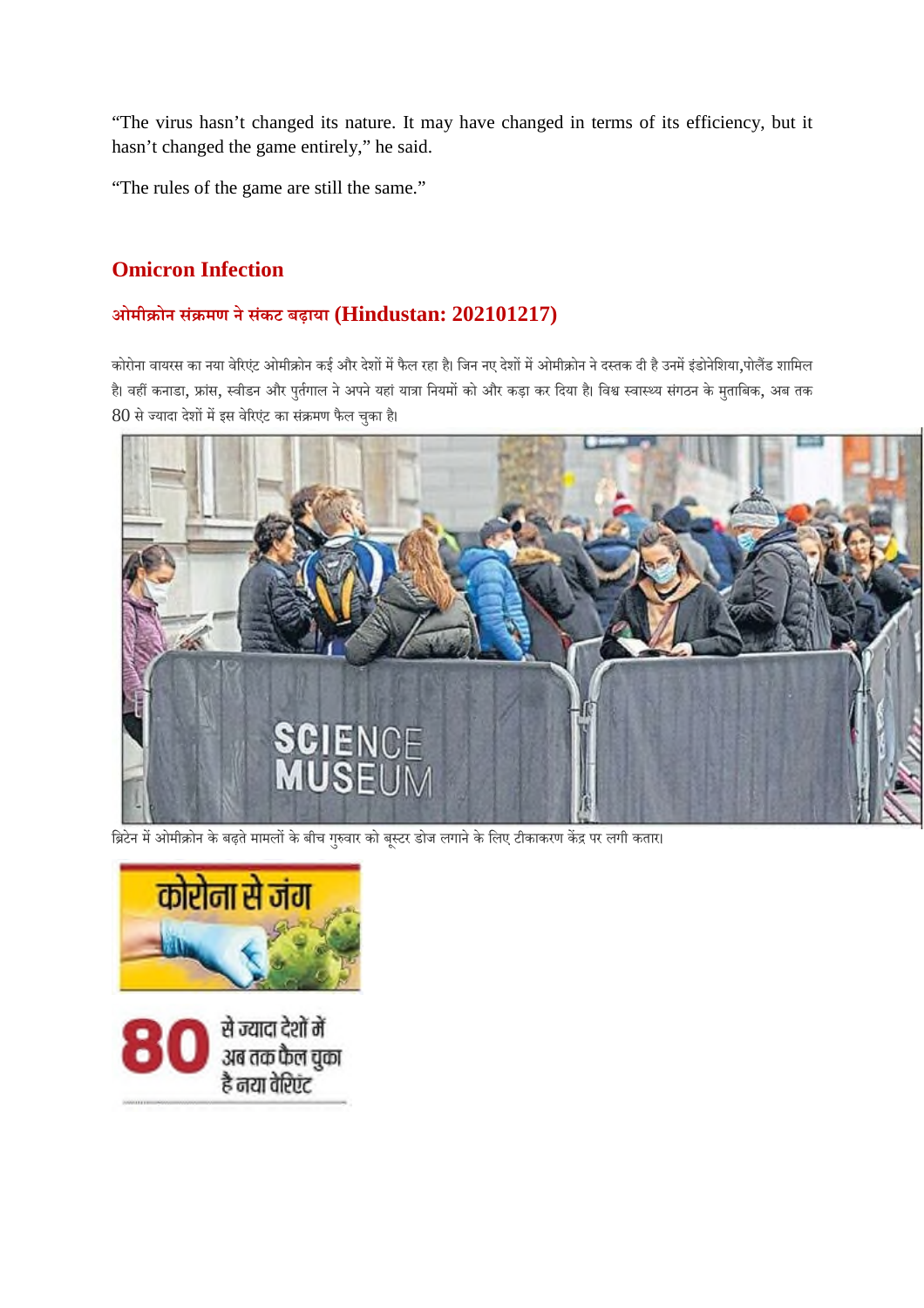“The virus hasn’t changed its nature. It may have changed in terms of its efficiency, but it hasn’t changed the game entirely,” he said.

“The rules of the game are still the same.”

## Omicron Infection

### ओमीक्रोन संक्रमण ने संकट बढ़ाया (Hindustan: 202101217)

कोरोना वायरस का नया वेरिएंट ओमीक्रोन कई और देशों में फैल रहा है। जिन नए देशों में ओमीक्रोन ने दस्तक दी है उनमें इंडोनेशिया,पोलैंड शामिल है। वहीं कनाडा, फ्रांस, स्वीडन और पुर्तगाल ने अपने यहां यात्रा नियमों को और कड़ा कर दिया है। विश्व स्वास्थ्य संगठन के मुताबिक, अब तक 80 से ज्यादा देशों में इस वेरिएंट का संक्रमण फैल चुका है।

ब्रिटेन में ओमीक्रोन के बढ़ते मामलों के बीच गुरुवार को बूस्टर डोज लगाने के लिए टीकाकरण केंद्र पर लगी कतार।

कोरोना से जंग

80 से ज्यादा देशों में अब तक फैल चुका है नया वेरिएंट